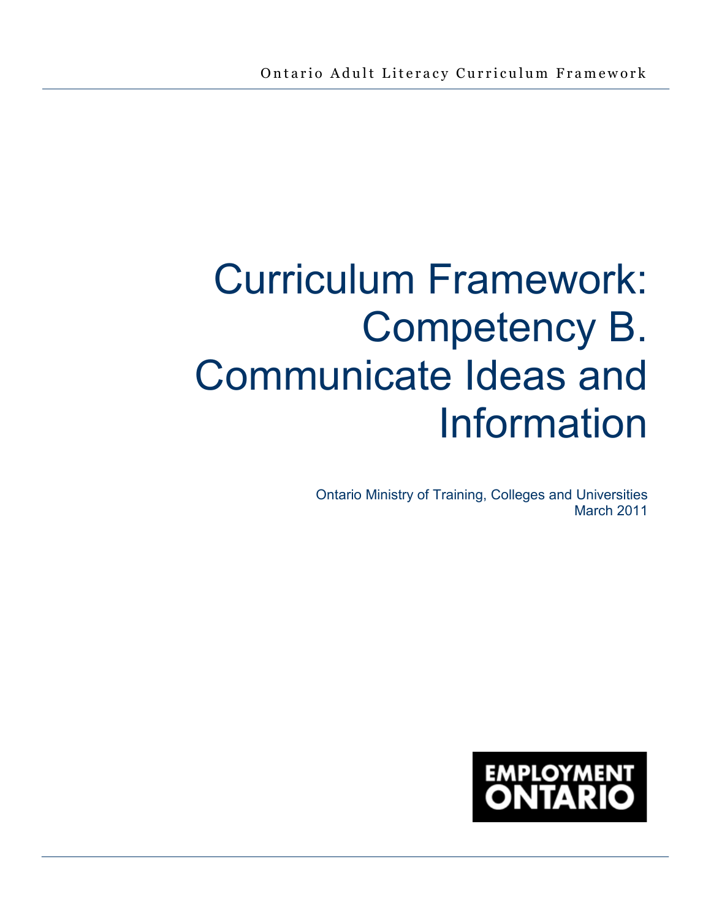Ontario Adult Literacy Curriculum Framework

# Curriculum Framework: Competency B. Communicate Ideas and Information

Ontario Ministry of Training, Colleges and Universities
March 2011

EMPLOYMENT ONTARIO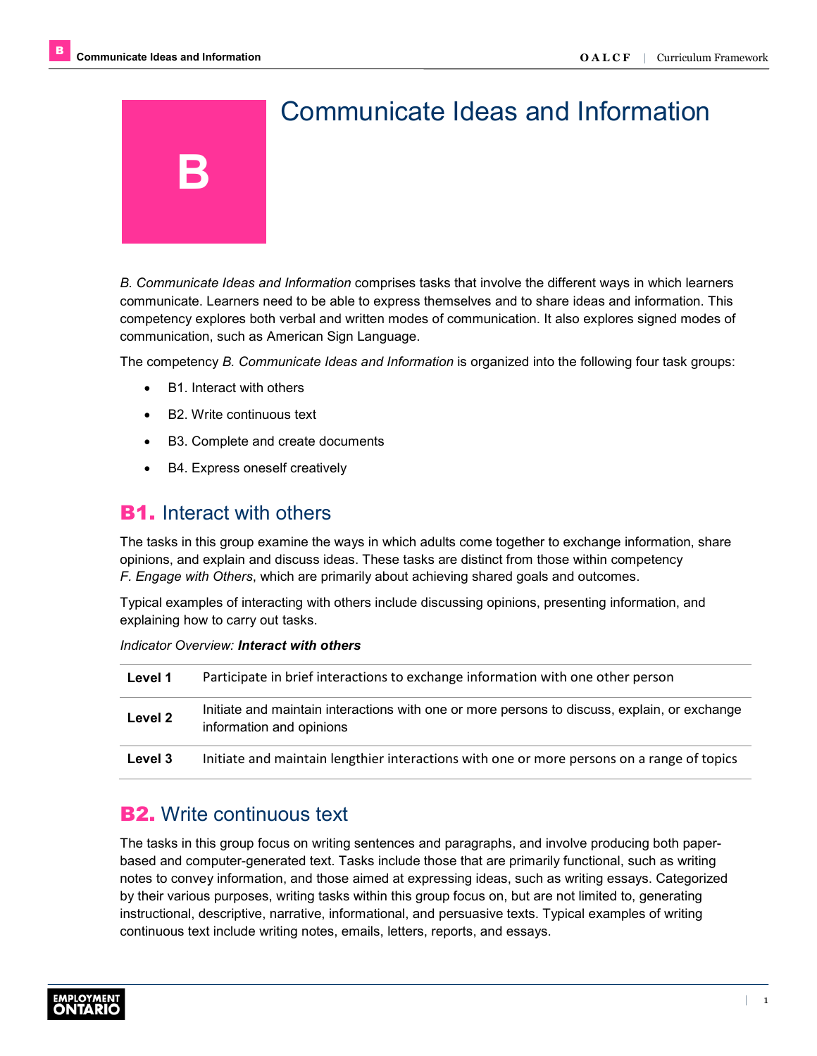# B Communicate Ideas and Information

*B. Communicate Ideas and Information* comprises tasks that involve the different ways in which learners communicate. Learners need to be able to express themselves and to share ideas and information. This competency explores both verbal and written modes of communication. It also explores signed modes of communication, such as American Sign Language.

The competency *B. Communicate Ideas and Information* is organized into the following four task groups:

- B1. Interact with others
- B2. Write continuous text
- B3. Complete and create documents
- B4. Express oneself creatively

## B1. Interact with others

The tasks in this group examine the ways in which adults come together to exchange information, share opinions, and explain and discuss ideas. These tasks are distinct from those within competency *F. Engage with Others*, which are primarily about achieving shared goals and outcomes.

Typical examples of interacting with others include discussing opinions, presenting information, and explaining how to carry out tasks.

*Indicator Overview:* ***Interact with others***

| | |
|---|---|
| **Level 1** | Participate in brief interactions to exchange information with one other person |
| **Level 2** | Initiate and maintain interactions with one or more persons to discuss, explain, or exchange information and opinions |
| **Level 3** | Initiate and maintain lengthier interactions with one or more persons on a range of topics |

## B2. Write continuous text

The tasks in this group focus on writing sentences and paragraphs, and involve producing both paper-based and computer-generated text. Tasks include those that are primarily functional, such as writing notes to convey information, and those aimed at expressing ideas, such as writing essays. Categorized by their various purposes, writing tasks within this group focus on, but are not limited to, generating instructional, descriptive, narrative, informational, and persuasive texts. Typical examples of writing continuous text include writing notes, emails, letters, reports, and essays.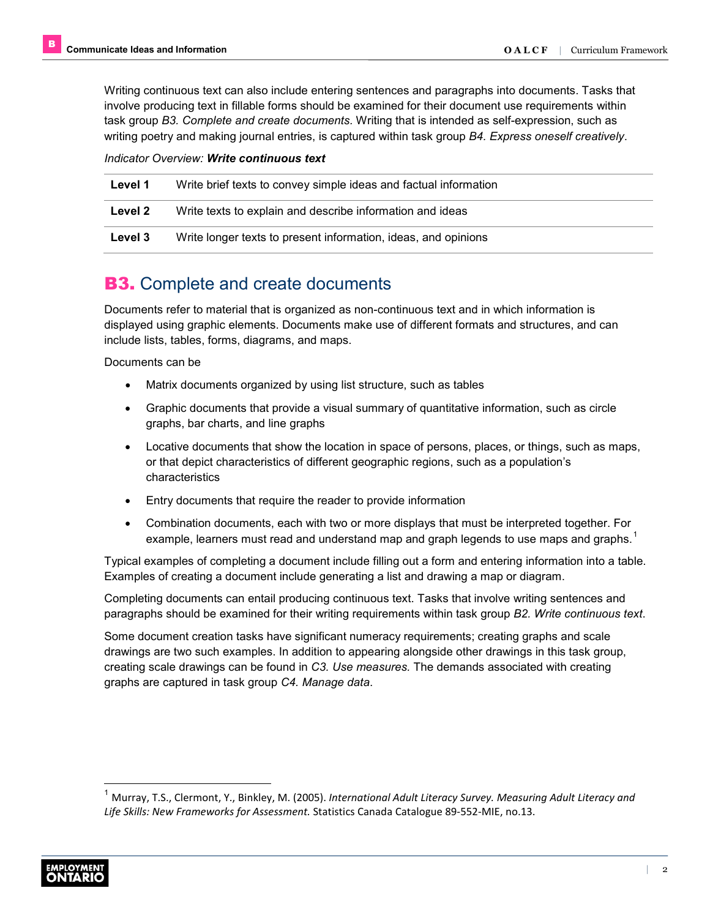Writing continuous text can also include entering sentences and paragraphs into documents. Tasks that involve producing text in fillable forms should be examined for their document use requirements within task group *B3. Complete and create documents.* Writing that is intended as self-expression, such as writing poetry and making journal entries, is captured within task group *B4. Express oneself creatively*.

*Indicator Overview:* ***Write continuous text***

| | |
|---|---|
| **Level 1** | Write brief texts to convey simple ideas and factual information |
| **Level 2** | Write texts to explain and describe information and ideas |
| **Level 3** | Write longer texts to present information, ideas, and opinions |

## B3. Complete and create documents

Documents refer to material that is organized as non-continuous text and in which information is displayed using graphic elements. Documents make use of different formats and structures, and can include lists, tables, forms, diagrams, and maps.

Documents can be

- Matrix documents organized by using list structure, such as tables
- Graphic documents that provide a visual summary of quantitative information, such as circle graphs, bar charts, and line graphs
- Locative documents that show the location in space of persons, places, or things, such as maps, or that depict characteristics of different geographic regions, such as a population's characteristics
- Entry documents that require the reader to provide information
- Combination documents, each with two or more displays that must be interpreted together. For example, learners must read and understand map and graph legends to use maps and graphs.[1]

Typical examples of completing a document include filling out a form and entering information into a table. Examples of creating a document include generating a list and drawing a map or diagram.

Completing documents can entail producing continuous text. Tasks that involve writing sentences and paragraphs should be examined for their writing requirements within task group *B2. Write continuous text*.

Some document creation tasks have significant numeracy requirements; creating graphs and scale drawings are two such examples. In addition to appearing alongside other drawings in this task group, creating scale drawings can be found in *C3. Use measures.* The demands associated with creating graphs are captured in task group *C4. Manage data*.

---

[1] Murray, T.S., Clermont, Y., Binkley, M. (2005). *International Adult Literacy Survey. Measuring Adult Literacy and Life Skills: New Frameworks for Assessment.* Statistics Canada Catalogue 89-552-MIE, no.13.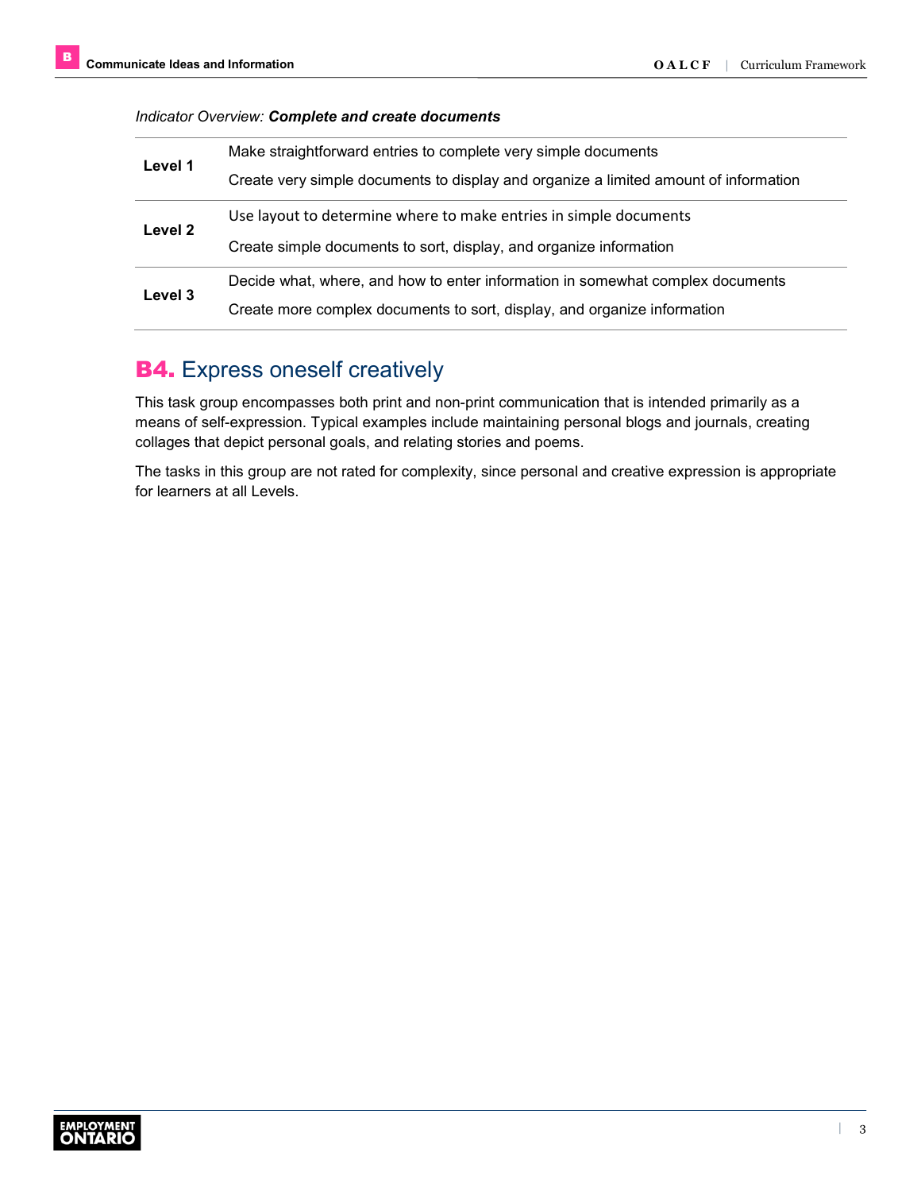*Indicator Overview:* ***Complete and create documents***

| | |
|---|---|
| **Level 1** | Make straightforward entries to complete very simple documents<br>Create very simple documents to display and organize a limited amount of information |
| **Level 2** | Use layout to determine where to make entries in simple documents<br>Create simple documents to sort, display, and organize information |
| **Level 3** | Decide what, where, and how to enter information in somewhat complex documents<br>Create more complex documents to sort, display, and organize information |

## B4. Express oneself creatively

This task group encompasses both print and non-print communication that is intended primarily as a means of self-expression. Typical examples include maintaining personal blogs and journals, creating collages that depict personal goals, and relating stories and poems.

The tasks in this group are not rated for complexity, since personal and creative expression is appropriate for learners at all Levels.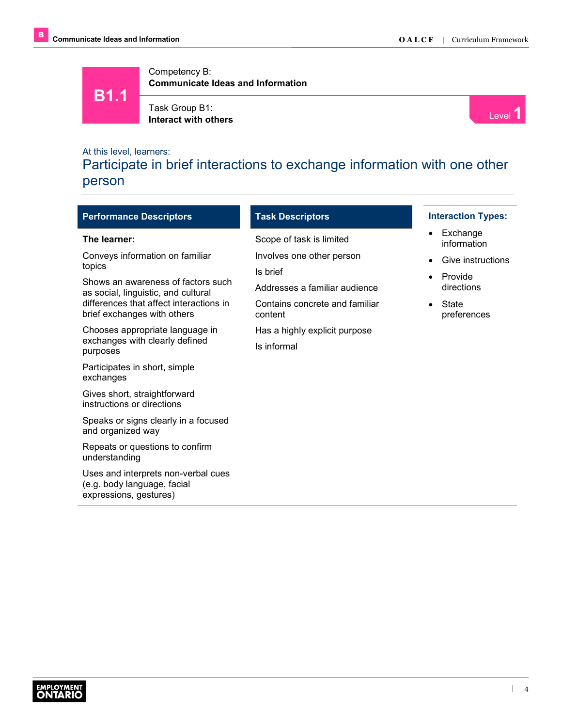# B1.1

Competency B:
**Communicate Ideas and Information**

Task Group B1:
**Interact with others**

Level 1

At this level, learners:

## Participate in brief interactions to exchange information with one other person

### Performance Descriptors

**The learner:**

Conveys information on familiar topics

Shows an awareness of factors such as social, linguistic, and cultural differences that affect interactions in brief exchanges with others

Chooses appropriate language in exchanges with clearly defined purposes

Participates in short, simple exchanges

Gives short, straightforward instructions or directions

Speaks or signs clearly in a focused and organized way

Repeats or questions to confirm understanding

Uses and interprets non-verbal cues (e.g. body language, facial expressions, gestures)

### Task Descriptors

Scope of task is limited

Involves one other person

Is brief

Addresses a familiar audience

Contains concrete and familiar content

Has a highly explicit purpose

Is informal

### Interaction Types:

- Exchange information
- Give instructions
- Provide directions
- State preferences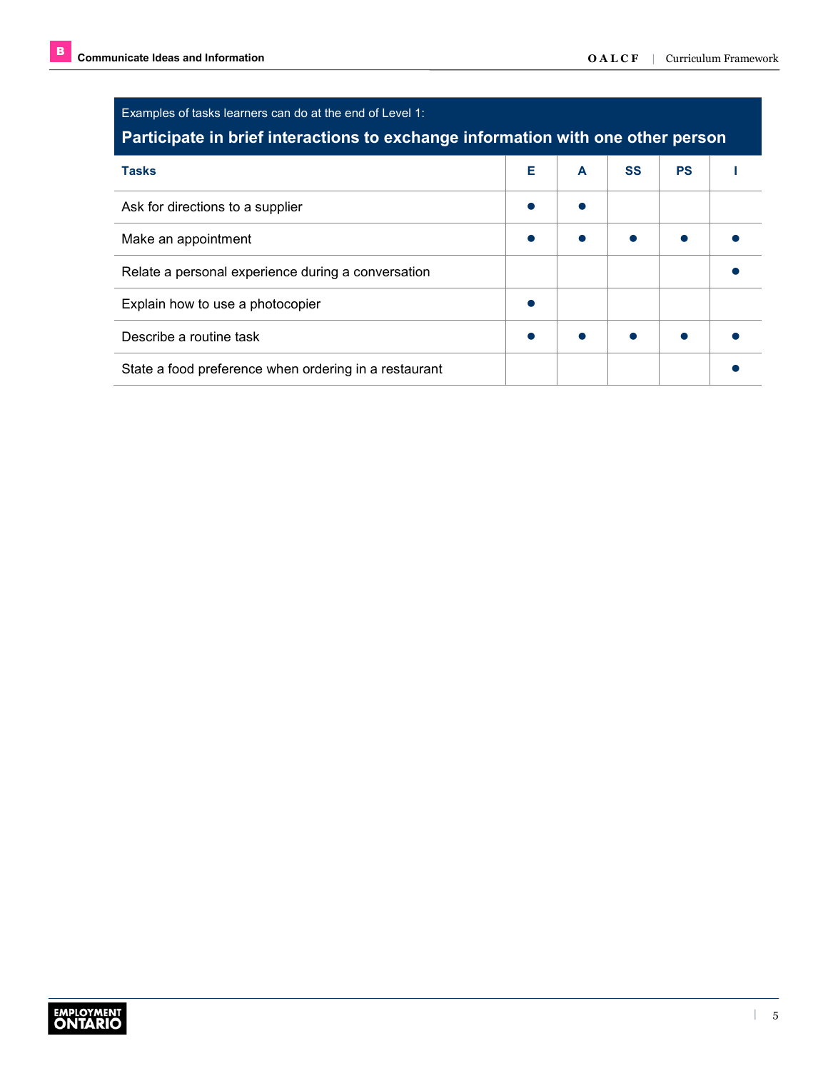Examples of tasks learners can do at the end of Level 1:

**Participate in brief interactions to exchange information with one other person**

| Tasks | E | A | SS | PS | I |
|---|---|---|---|---|---|
| Ask for directions to a supplier | ● | ● | | | |
| Make an appointment | ● | ● | ● | ● | ● |
| Relate a personal experience during a conversation | | | | | ● |
| Explain how to use a photocopier | ● | | | | |
| Describe a routine task | ● | ● | ● | ● | ● |
| State a food preference when ordering in a restaurant | | | | | ● |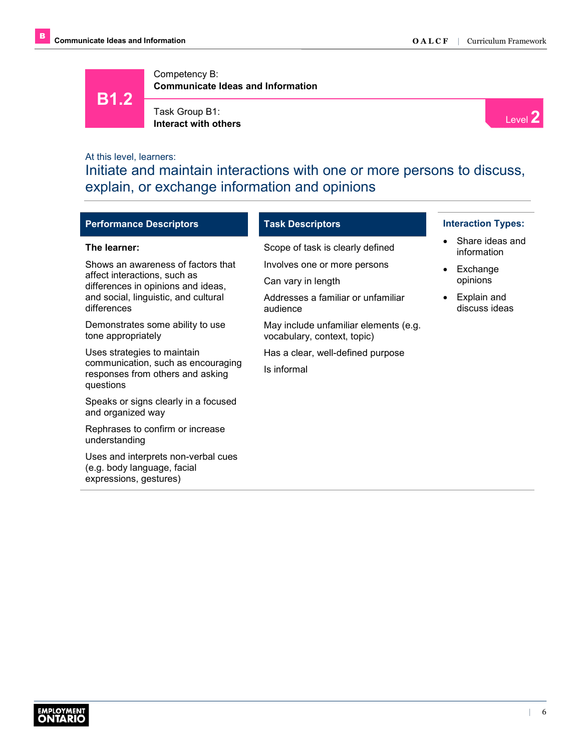# B1.2

Competency B:
**Communicate Ideas and Information**

Task Group B1:
**Interact with others**

Level **2**

At this level, learners:

## Initiate and maintain interactions with one or more persons to discuss, explain, or exchange information and opinions

### Performance Descriptors

**The learner:**

Shows an awareness of factors that affect interactions, such as differences in opinions and ideas, and social, linguistic, and cultural differences

Demonstrates some ability to use tone appropriately

Uses strategies to maintain communication, such as encouraging responses from others and asking questions

Speaks or signs clearly in a focused and organized way

Rephrases to confirm or increase understanding

Uses and interprets non-verbal cues (e.g. body language, facial expressions, gestures)

### Task Descriptors

Scope of task is clearly defined

Involves one or more persons

Can vary in length

Addresses a familiar or unfamiliar audience

May include unfamiliar elements (e.g. vocabulary, context, topic)

Has a clear, well-defined purpose

Is informal

### Interaction Types:

- Share ideas and information
- Exchange opinions
- Explain and discuss ideas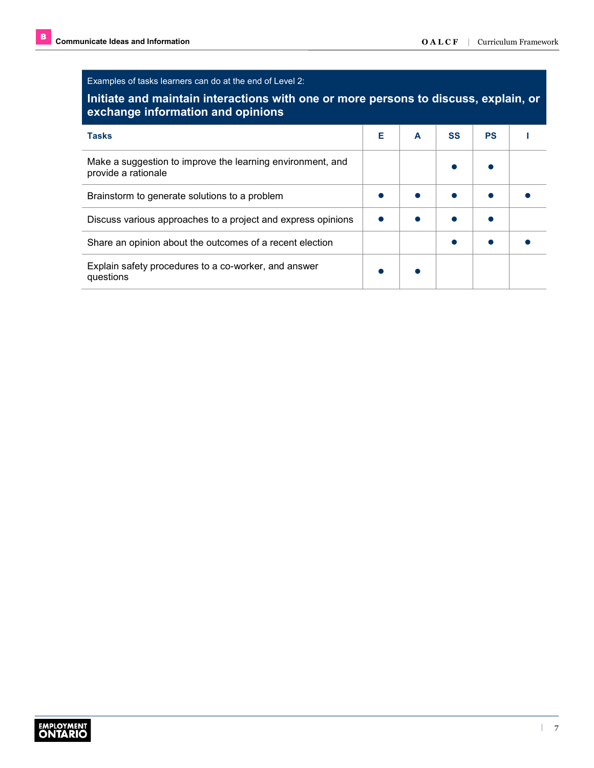Examples of tasks learners can do at the end of Level 2:

## Initiate and maintain interactions with one or more persons to discuss, explain, or exchange information and opinions

| Tasks | E | A | SS | PS | I |
|---|---|---|---|---|---|
| Make a suggestion to improve the learning environment, and provide a rationale | | | ● | ● | |
| Brainstorm to generate solutions to a problem | ● | ● | ● | ● | ● |
| Discuss various approaches to a project and express opinions | ● | ● | ● | ● | |
| Share an opinion about the outcomes of a recent election | | | ● | ● | ● |
| Explain safety procedures to a co-worker, and answer questions | ● | ● | | | |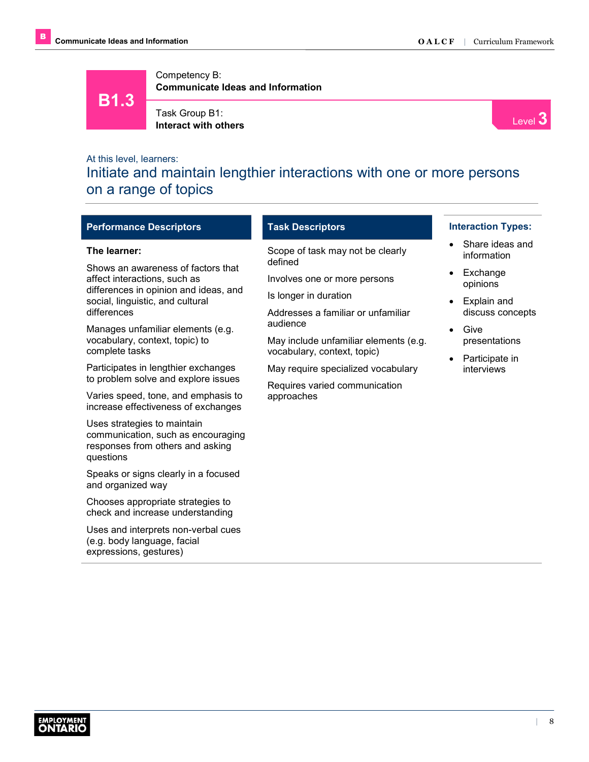# B1.3

Competency B:
**Communicate Ideas and Information**

Task Group B1:
**Interact with others**

Level 3

At this level, learners:

## Initiate and maintain lengthier interactions with one or more persons on a range of topics

### Performance Descriptors

**The learner:**

Shows an awareness of factors that affect interactions, such as differences in opinion and ideas, and social, linguistic, and cultural differences

Manages unfamiliar elements (e.g. vocabulary, context, topic) to complete tasks

Participates in lengthier exchanges to problem solve and explore issues

Varies speed, tone, and emphasis to increase effectiveness of exchanges

Uses strategies to maintain communication, such as encouraging responses from others and asking questions

Speaks or signs clearly in a focused and organized way

Chooses appropriate strategies to check and increase understanding

Uses and interprets non-verbal cues (e.g. body language, facial expressions, gestures)

### Task Descriptors

Scope of task may not be clearly defined

Involves one or more persons

Is longer in duration

Addresses a familiar or unfamiliar audience

May include unfamiliar elements (e.g. vocabulary, context, topic)

May require specialized vocabulary

Requires varied communication approaches

### Interaction Types:

- Share ideas and information
- Exchange opinions
- Explain and discuss concepts
- Give presentations
- Participate in interviews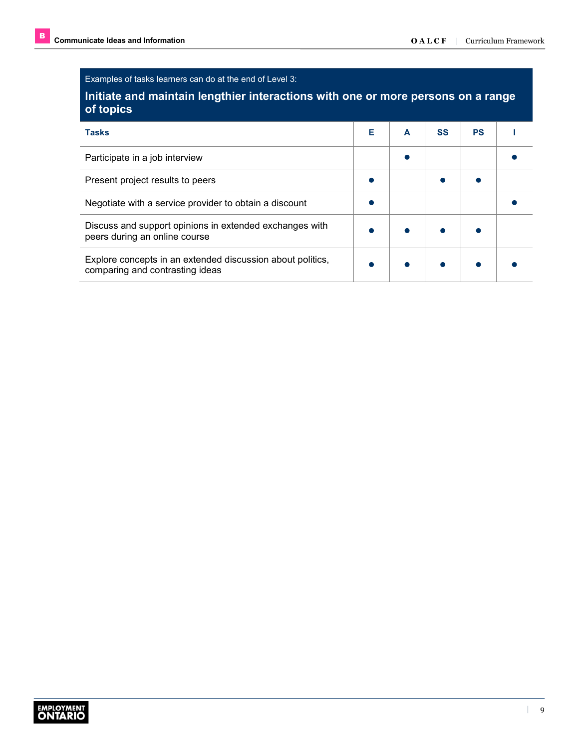Examples of tasks learners can do at the end of Level 3:

**Initiate and maintain lengthier interactions with one or more persons on a range of topics**

| Tasks | E | A | SS | PS | I |
|---|---|---|---|---|---|
| Participate in a job interview | | ● | | | ● |
| Present project results to peers | ● | | ● | ● | |
| Negotiate with a service provider to obtain a discount | ● | | | | ● |
| Discuss and support opinions in extended exchanges with peers during an online course | ● | ● | ● | ● | |
| Explore concepts in an extended discussion about politics, comparing and contrasting ideas | ● | ● | ● | ● | ● |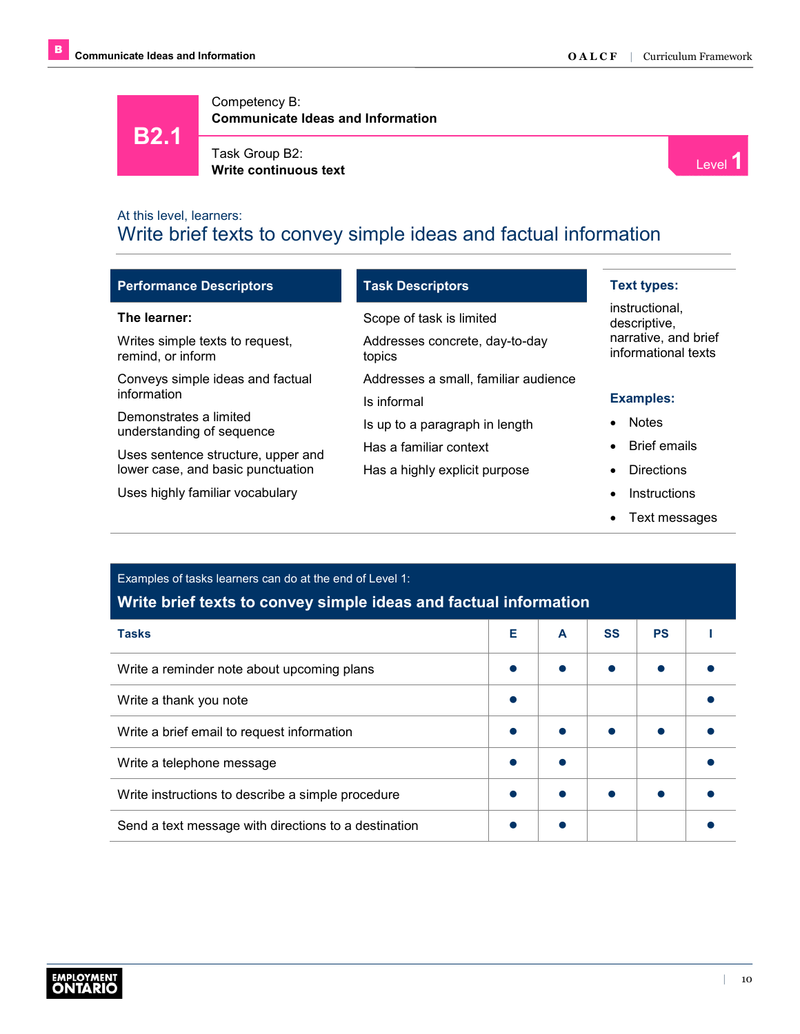# B2.1

Competency B:
**Communicate Ideas and Information**

Task Group B2:
**Write continuous text**

Level 1

At this level, learners:

## Write brief texts to convey simple ideas and factual information

### Performance Descriptors

**The learner:**

Writes simple texts to request, remind, or inform

Conveys simple ideas and factual information

Demonstrates a limited understanding of sequence

Uses sentence structure, upper and lower case, and basic punctuation

Uses highly familiar vocabulary

### Task Descriptors

Scope of task is limited

Addresses concrete, day-to-day topics

Addresses a small, familiar audience

Is informal

Is up to a paragraph in length

Has a familiar context

Has a highly explicit purpose

### Text types:

instructional, descriptive, narrative, and brief informational texts

### Examples:

- Notes
- Brief emails
- Directions
- Instructions
- Text messages

Examples of tasks learners can do at the end of Level 1:

### Write brief texts to convey simple ideas and factual information

| Tasks | E | A | SS | PS | I |
|---|---|---|---|---|---|
| Write a reminder note about upcoming plans | ● | ● | ● | ● | ● |
| Write a thank you note | ● | | | | ● |
| Write a brief email to request information | ● | ● | ● | ● | ● |
| Write a telephone message | ● | ● | | | ● |
| Write instructions to describe a simple procedure | ● | ● | ● | ● | ● |
| Send a text message with directions to a destination | ● | ● | | | ● |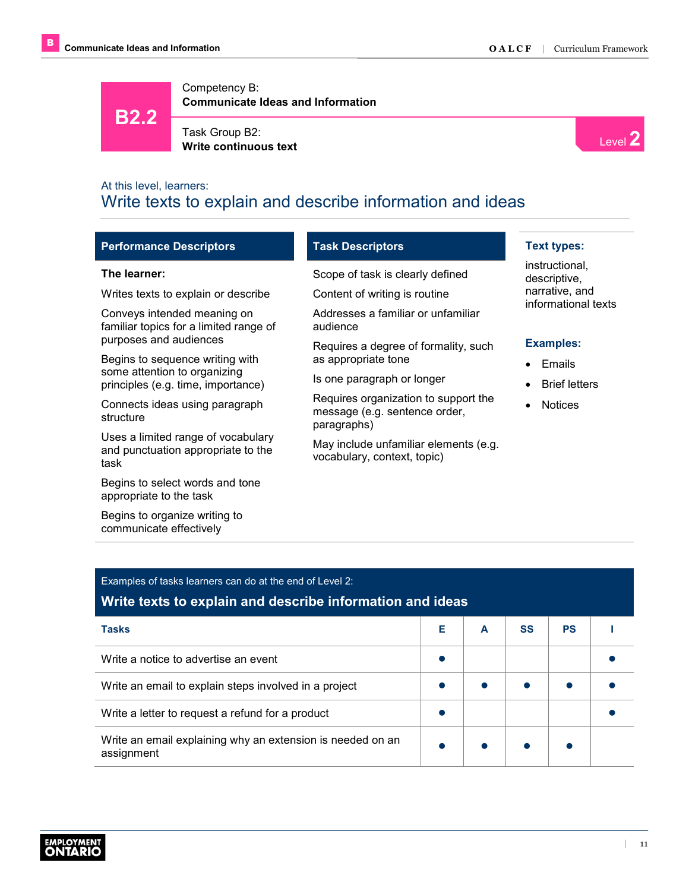# B2.2

Competency B:
**Communicate Ideas and Information**

Task Group B2:
**Write continuous text**

Level 2

At this level, learners:

## Write texts to explain and describe information and ideas

### Performance Descriptors

**The learner:**

Writes texts to explain or describe

Conveys intended meaning on familiar topics for a limited range of purposes and audiences

Begins to sequence writing with some attention to organizing principles (e.g. time, importance)

Connects ideas using paragraph structure

Uses a limited range of vocabulary and punctuation appropriate to the task

Begins to select words and tone appropriate to the task

Begins to organize writing to communicate effectively

### Task Descriptors

Scope of task is clearly defined

Content of writing is routine

Addresses a familiar or unfamiliar audience

Requires a degree of formality, such as appropriate tone

Is one paragraph or longer

Requires organization to support the message (e.g. sentence order, paragraphs)

May include unfamiliar elements (e.g. vocabulary, context, topic)

### Text types:

instructional, descriptive, narrative, and informational texts

### Examples:

- Emails
- Brief letters
- Notices

Examples of tasks learners can do at the end of Level 2:

### Write texts to explain and describe information and ideas

| Tasks | E | A | SS | PS | I |
|---|---|---|---|---|---|
| Write a notice to advertise an event | ● | | | | ● |
| Write an email to explain steps involved in a project | ● | ● | ● | ● | ● |
| Write a letter to request a refund for a product | ● | | | | ● |
| Write an email explaining why an extension is needed on an assignment | ● | ● | ● | ● | |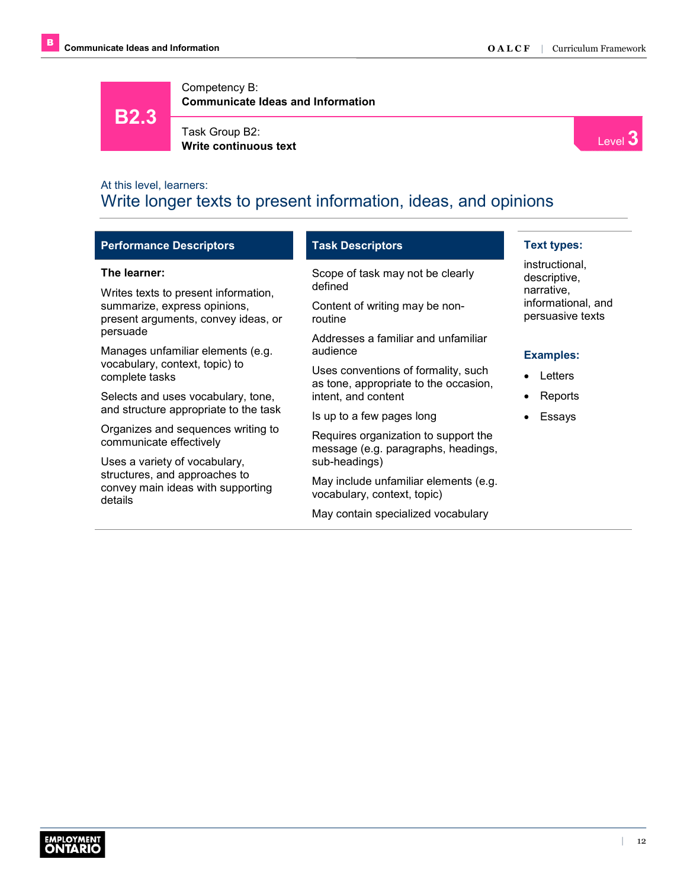# B2.3

Competency B:
**Communicate Ideas and Information**

Task Group B2:
**Write continuous text**

Level 3

At this level, learners:

## Write longer texts to present information, ideas, and opinions

### Performance Descriptors

**The learner:**

Writes texts to present information, summarize, express opinions, present arguments, convey ideas, or persuade

Manages unfamiliar elements (e.g. vocabulary, context, topic) to complete tasks

Selects and uses vocabulary, tone, and structure appropriate to the task

Organizes and sequences writing to communicate effectively

Uses a variety of vocabulary, structures, and approaches to convey main ideas with supporting details

### Task Descriptors

Scope of task may not be clearly defined

Content of writing may be non-routine

Addresses a familiar and unfamiliar audience

Uses conventions of formality, such as tone, appropriate to the occasion, intent, and content

Is up to a few pages long

Requires organization to support the message (e.g. paragraphs, headings, sub-headings)

May include unfamiliar elements (e.g. vocabulary, context, topic)

May contain specialized vocabulary

### Text types:

instructional, descriptive, narrative, informational, and persuasive texts

### Examples:

- Letters
- Reports
- Essays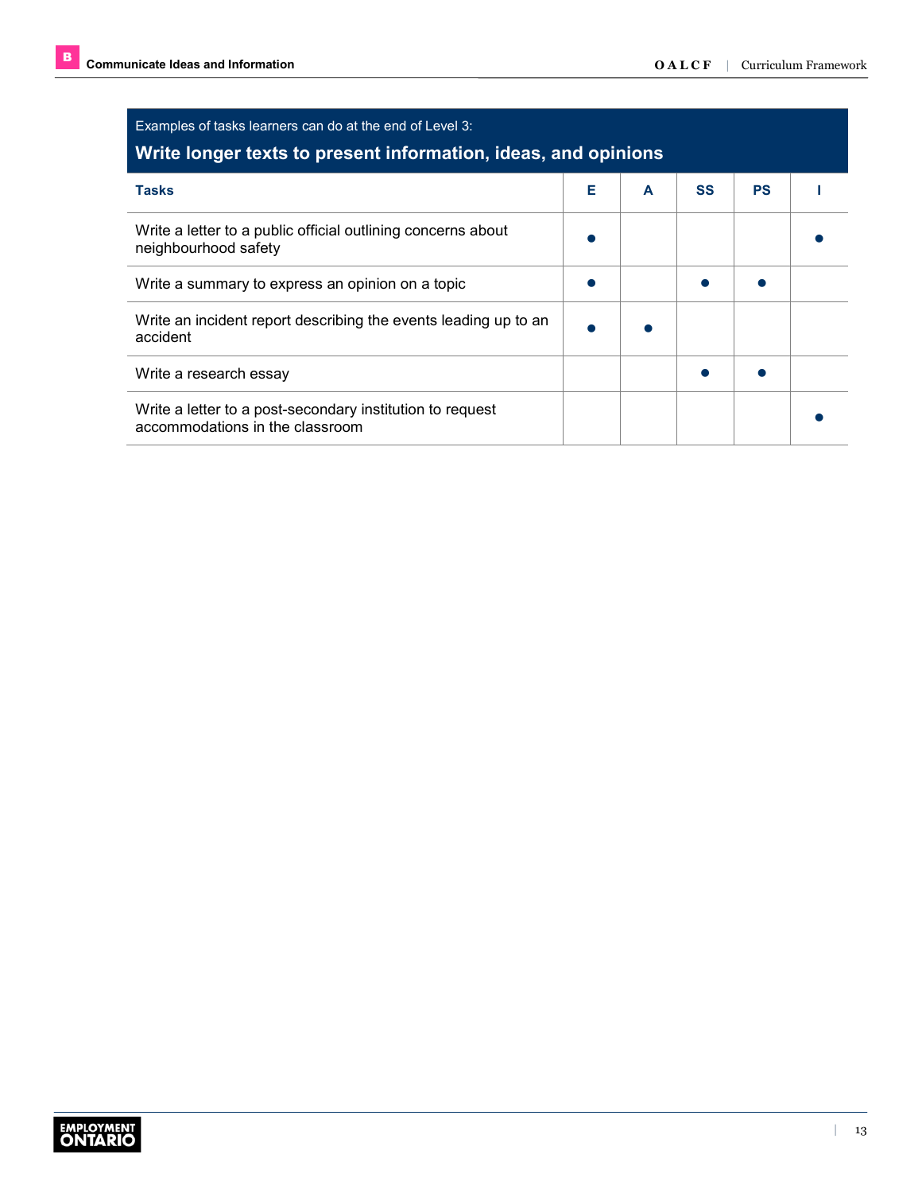Examples of tasks learners can do at the end of Level 3:

## Write longer texts to present information, ideas, and opinions

| Tasks | E | A | SS | PS | I |
|---|---|---|---|---|---|
| Write a letter to a public official outlining concerns about neighbourhood safety | ● | | | | ● |
| Write a summary to express an opinion on a topic | ● | | ● | ● | |
| Write an incident report describing the events leading up to an accident | ● | ● | | | |
| Write a research essay | | | ● | ● | |
| Write a letter to a post-secondary institution to request accommodations in the classroom | | | | | ● |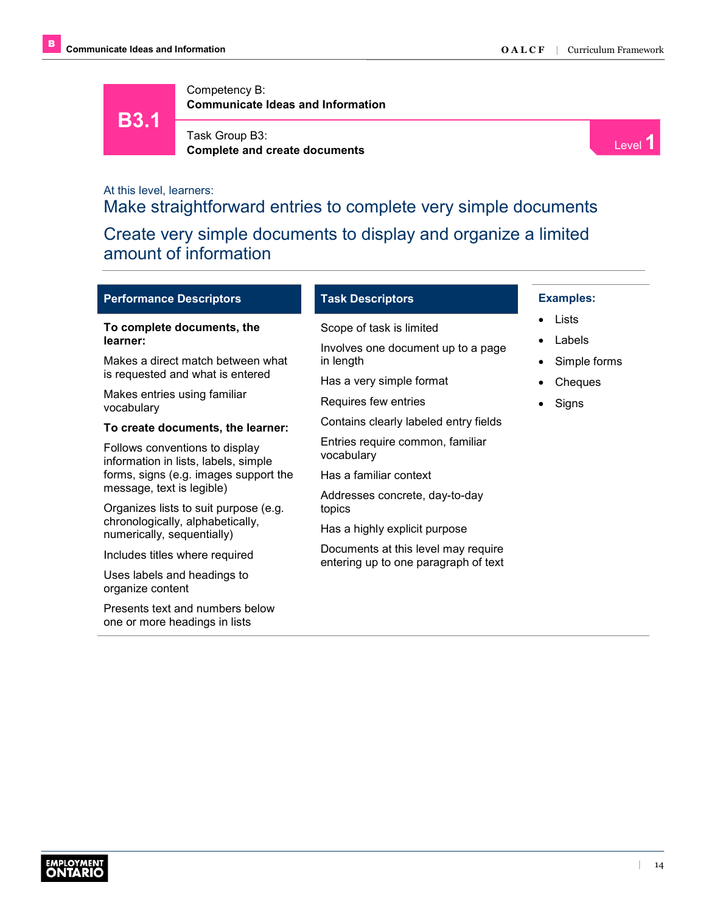# B3.1

Competency B:
**Communicate Ideas and Information**

Task Group B3:
**Complete and create documents**

Level 1

At this level, learners:

## Make straightforward entries to complete very simple documents

## Create very simple documents to display and organize a limited amount of information

### Performance Descriptors

**To complete documents, the learner:**

Makes a direct match between what is requested and what is entered

Makes entries using familiar vocabulary

**To create documents, the learner:**

Follows conventions to display information in lists, labels, simple forms, signs (e.g. images support the message, text is legible)

Organizes lists to suit purpose (e.g. chronologically, alphabetically, numerically, sequentially)

Includes titles where required

Uses labels and headings to organize content

Presents text and numbers below one or more headings in lists

### Task Descriptors

Scope of task is limited

Involves one document up to a page in length

Has a very simple format

Requires few entries

Contains clearly labeled entry fields

Entries require common, familiar vocabulary

Has a familiar context

Addresses concrete, day-to-day topics

Has a highly explicit purpose

Documents at this level may require entering up to one paragraph of text

### Examples:

- Lists
- Labels
- Simple forms
- Cheques
- Signs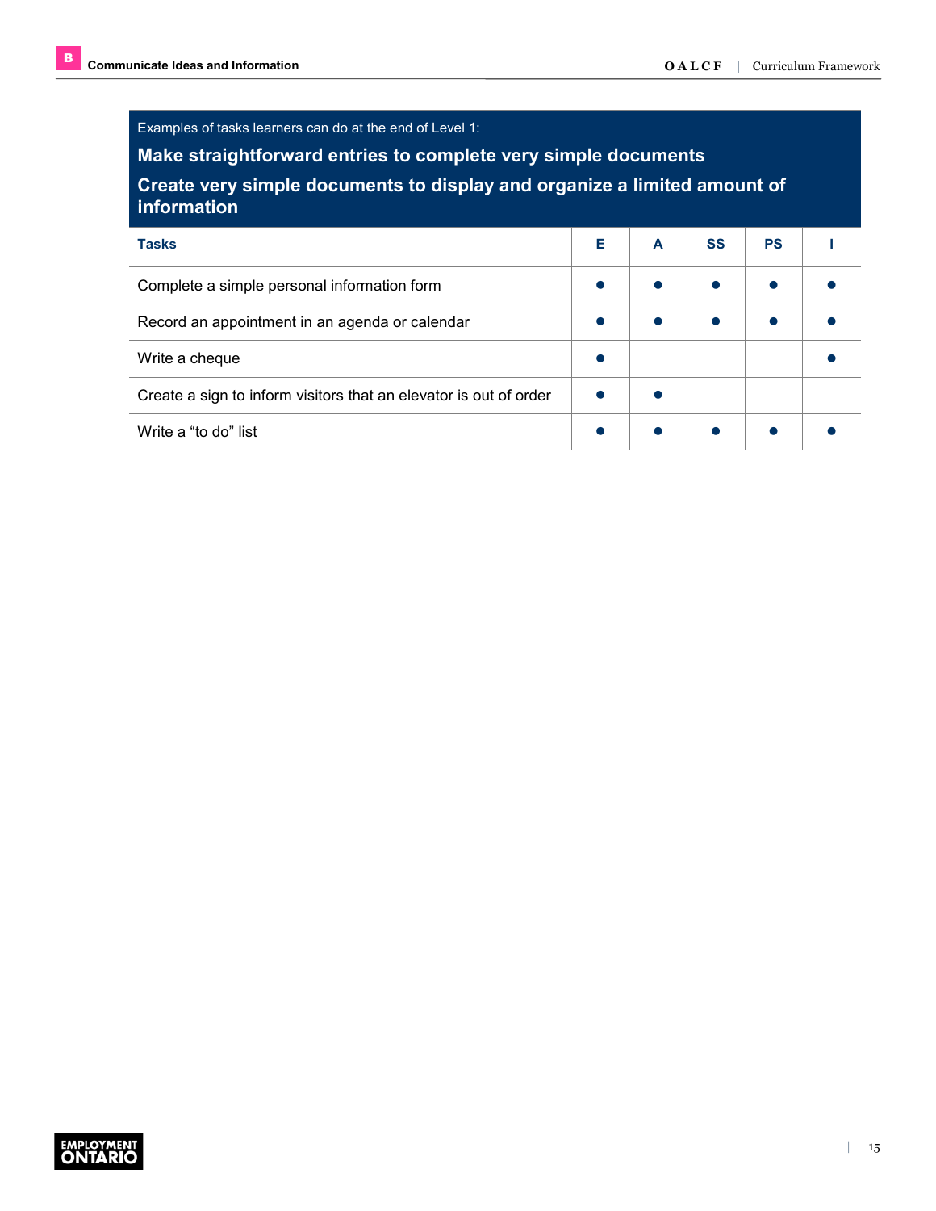Examples of tasks learners can do at the end of Level 1:

**Make straightforward entries to complete very simple documents**

**Create very simple documents to display and organize a limited amount of information**

| Tasks | E | A | SS | PS | I |
|---|---|---|---|---|---|
| Complete a simple personal information form | ● | ● | ● | ● | ● |
| Record an appointment in an agenda or calendar | ● | ● | ● | ● | ● |
| Write a cheque | ● | | | | ● |
| Create a sign to inform visitors that an elevator is out of order | ● | ● | | | |
| Write a “to do” list | ● | ● | ● | ● | ● |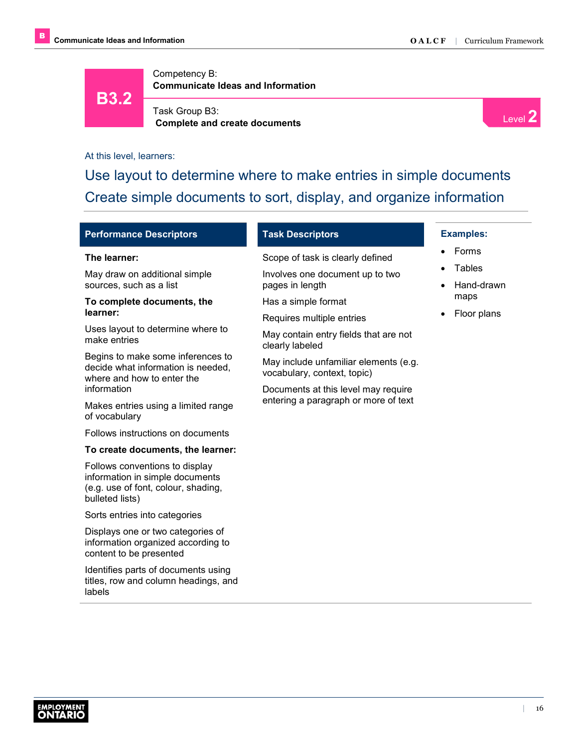# B3.2

Competency B:
**Communicate Ideas and Information**

Task Group B3:
**Complete and create documents**

Level 2

At this level, learners:

## Use layout to determine where to make entries in simple documents

## Create simple documents to sort, display, and organize information

### Performance Descriptors

**The learner:**

May draw on additional simple sources, such as a list

**To complete documents, the learner:**

Uses layout to determine where to make entries

Begins to make some inferences to decide what information is needed, where and how to enter the information

Makes entries using a limited range of vocabulary

Follows instructions on documents

**To create documents, the learner:**

Follows conventions to display information in simple documents (e.g. use of font, colour, shading, bulleted lists)

Sorts entries into categories

Displays one or two categories of information organized according to content to be presented

Identifies parts of documents using titles, row and column headings, and labels

### Task Descriptors

Scope of task is clearly defined

Involves one document up to two pages in length

Has a simple format

Requires multiple entries

May contain entry fields that are not clearly labeled

May include unfamiliar elements (e.g. vocabulary, context, topic)

Documents at this level may require entering a paragraph or more of text

### Examples:

- Forms
- Tables
- Hand-drawn maps
- Floor plans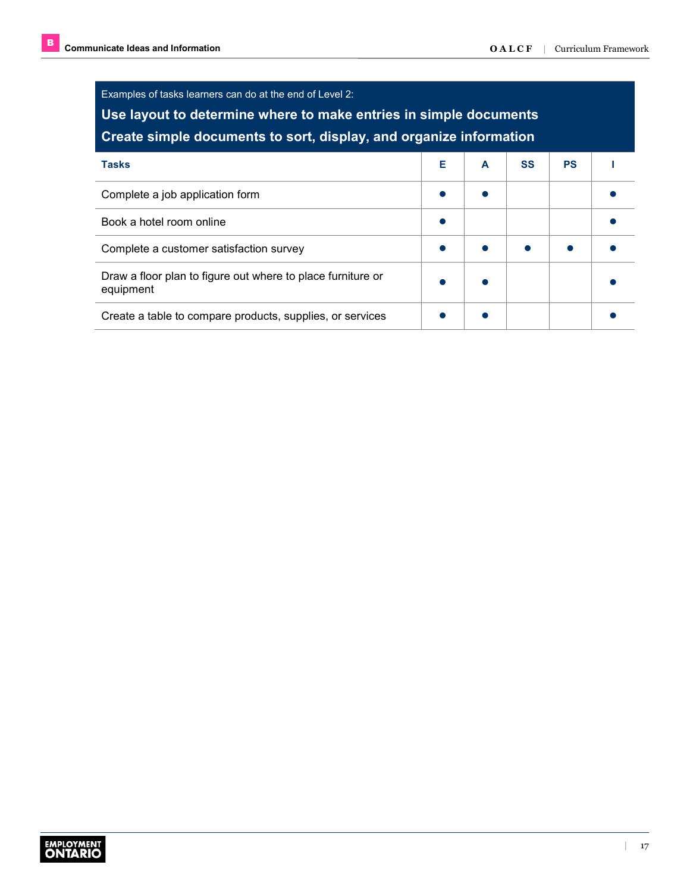Examples of tasks learners can do at the end of Level 2:

**Use layout to determine where to make entries in simple documents**

**Create simple documents to sort, display, and organize information**

| Tasks | E | A | SS | PS | I |
|---|---|---|---|---|---|
| Complete a job application form | ● | ● | | | ● |
| Book a hotel room online | ● | | | | ● |
| Complete a customer satisfaction survey | ● | ● | ● | ● | ● |
| Draw a floor plan to figure out where to place furniture or equipment | ● | ● | | | ● |
| Create a table to compare products, supplies, or services | ● | ● | | | ● |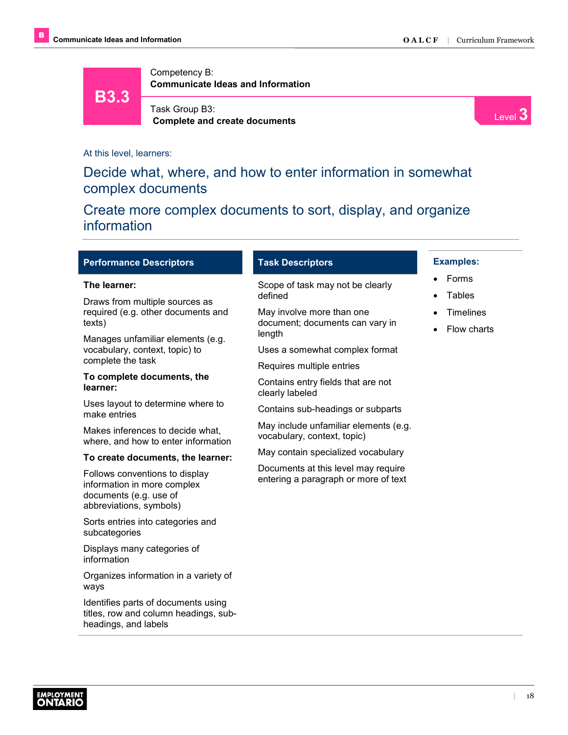# B3.3

Competency B:
**Communicate Ideas and Information**

Task Group B3:
**Complete and create documents**

Level 3

At this level, learners:

## Decide what, where, and how to enter information in somewhat complex documents

## Create more complex documents to sort, display, and organize information

### Performance Descriptors

**The learner:**

Draws from multiple sources as required (e.g. other documents and texts)

Manages unfamiliar elements (e.g. vocabulary, context, topic) to complete the task

**To complete documents, the learner:**

Uses layout to determine where to make entries

Makes inferences to decide what, where, and how to enter information

**To create documents, the learner:**

Follows conventions to display information in more complex documents (e.g. use of abbreviations, symbols)

Sorts entries into categories and subcategories

Displays many categories of information

Organizes information in a variety of ways

Identifies parts of documents using titles, row and column headings, sub-headings, and labels

### Task Descriptors

Scope of task may not be clearly defined

May involve more than one document; documents can vary in length

Uses a somewhat complex format

Requires multiple entries

Contains entry fields that are not clearly labeled

Contains sub-headings or subparts

May include unfamiliar elements (e.g. vocabulary, context, topic)

May contain specialized vocabulary

Documents at this level may require entering a paragraph or more of text

### Examples:

- Forms
- Tables
- Timelines
- Flow charts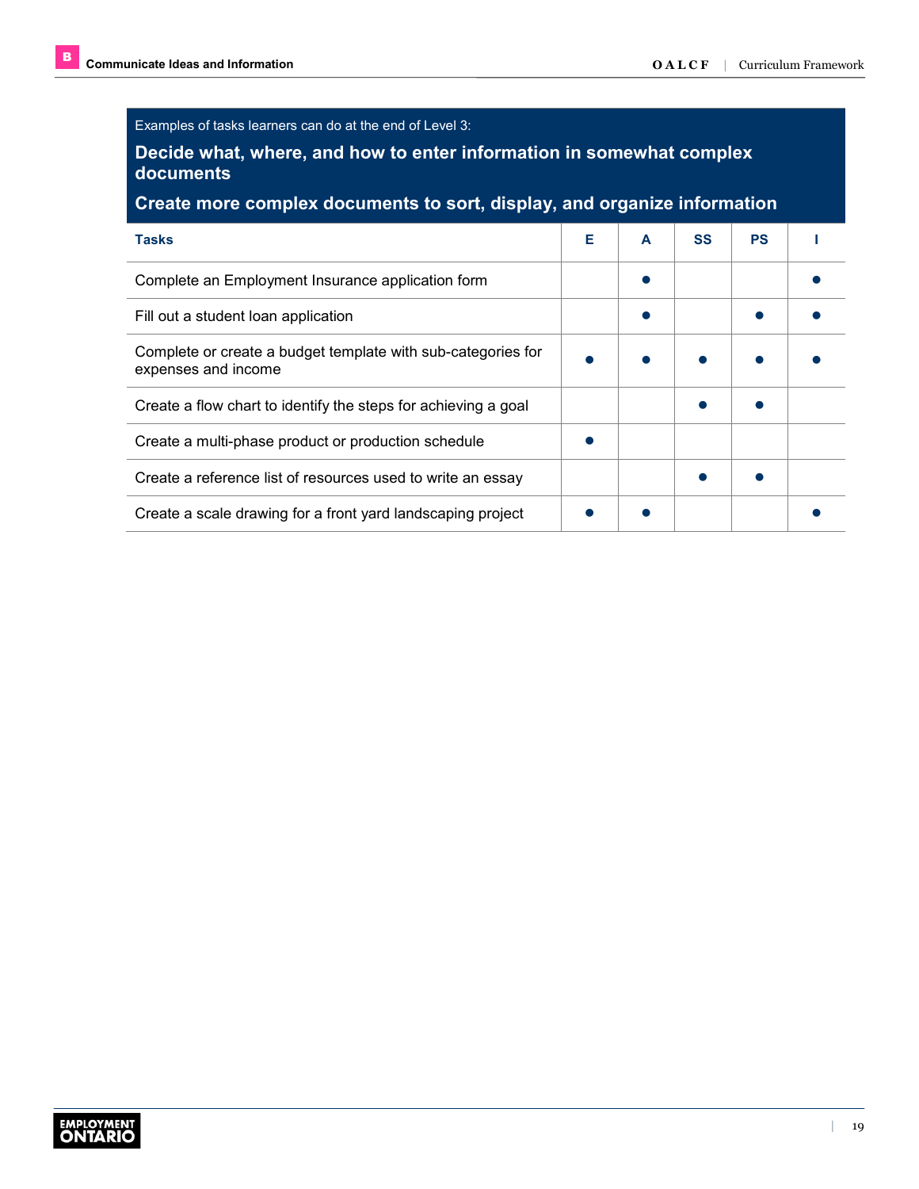Examples of tasks learners can do at the end of Level 3:

**Decide what, where, and how to enter information in somewhat complex documents**

**Create more complex documents to sort, display, and organize information**

| Tasks | E | A | SS | PS | I |
|---|---|---|---|---|---|
| Complete an Employment Insurance application form | | ● | | | ● |
| Fill out a student loan application | | ● | | ● | ● |
| Complete or create a budget template with sub-categories for expenses and income | ● | ● | ● | ● | ● |
| Create a flow chart to identify the steps for achieving a goal | | | ● | ● | |
| Create a multi-phase product or production schedule | ● | | | | |
| Create a reference list of resources used to write an essay | | | ● | ● | |
| Create a scale drawing for a front yard landscaping project | ● | ● | | | ● |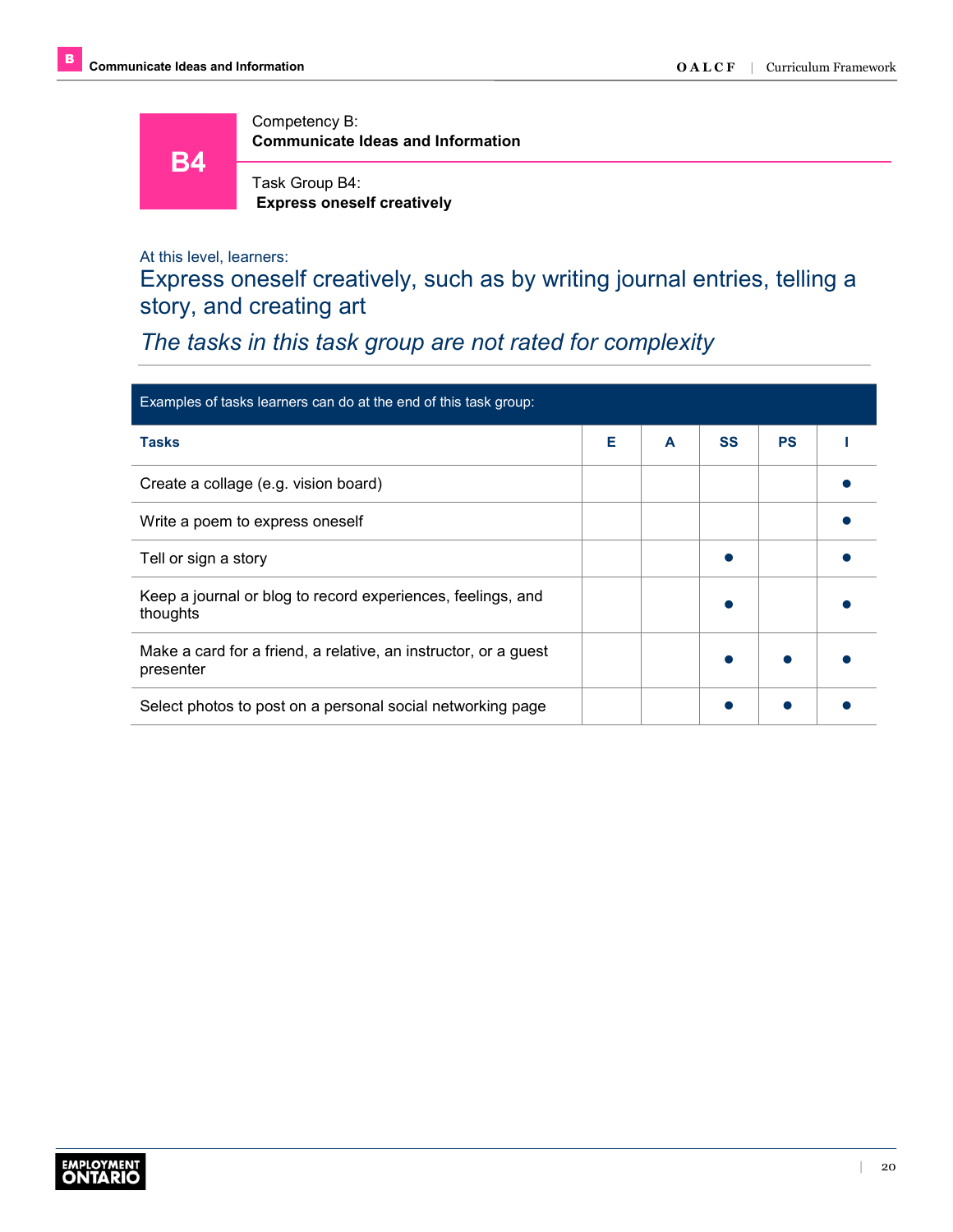# B4

Competency B:
**Communicate Ideas and Information**

Task Group B4:
**Express oneself creatively**

At this level, learners:

## Express oneself creatively, such as by writing journal entries, telling a story, and creating art

*The tasks in this task group are not rated for complexity*

| Examples of tasks learners can do at the end of this task group: | | | | | |
|---|---|---|---|---|---|
| **Tasks** | **E** | **A** | **SS** | **PS** | **I** |
| Create a collage (e.g. vision board) | | | | | ● |
| Write a poem to express oneself | | | | | ● |
| Tell or sign a story | | | ● | | ● |
| Keep a journal or blog to record experiences, feelings, and thoughts | | | ● | | ● |
| Make a card for a friend, a relative, an instructor, or a guest presenter | | | ● | ● | ● |
| Select photos to post on a personal social networking page | | | ● | ● | ● |